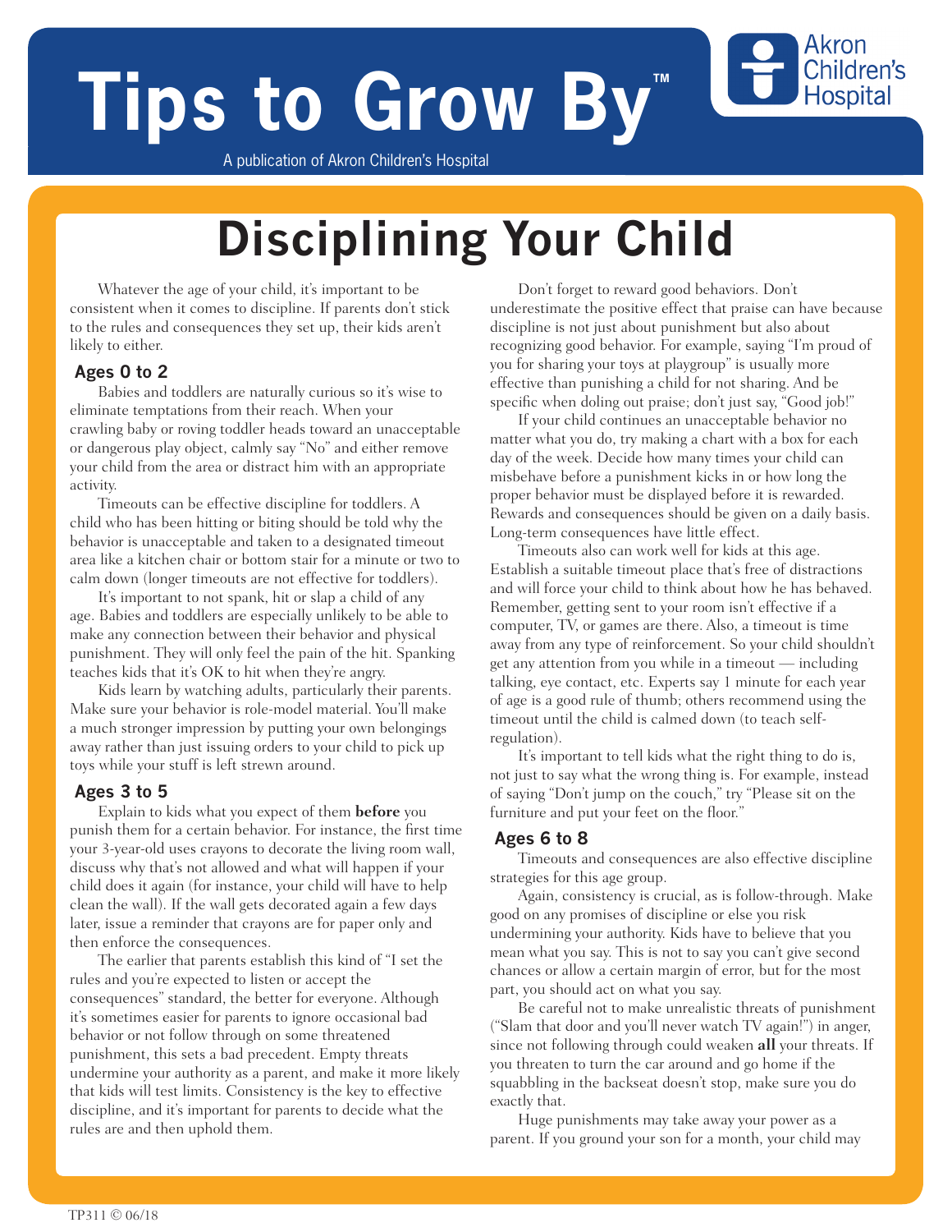# Tips to Grow By™

A publication of Akron Children's Hospital

Akron Children's Hospital

## Disciplining Your Child

Whatever the age of your child, it's important to be consistent when it comes to discipline. If parents don't stick to the rules and consequences they set up, their kids aren't likely to either.

### Ages 0 to 2

Babies and toddlers are naturally curious so it's wise to eliminate temptations from their reach. When your crawling baby or roving toddler heads toward an unacceptable or dangerous play object, calmly say "No" and either remove your child from the area or distract him with an appropriate activity.

Timeouts can be effective discipline for toddlers. A child who has been hitting or biting should be told why the behavior is unacceptable and taken to a designated timeout area like a kitchen chair or bottom stair for a minute or two to calm down (longer timeouts are not effective for toddlers).

It's important to not spank, hit or slap a child of any age. Babies and toddlers are especially unlikely to be able to make any connection between their behavior and physical punishment. They will only feel the pain of the hit. Spanking teaches kids that it's OK to hit when they're angry.

Kids learn by watching adults, particularly their parents. Make sure your behavior is role-model material. You'll make a much stronger impression by putting your own belongings away rather than just issuing orders to your child to pick up toys while your stuff is left strewn around.

### Ages 3 to 5

Explain to kids what you expect of them **before** you punish them for a certain behavior. For instance, the first time your 3-year-old uses crayons to decorate the living room wall, discuss why that's not allowed and what will happen if your child does it again (for instance, your child will have to help clean the wall). If the wall gets decorated again a few days later, issue a reminder that crayons are for paper only and then enforce the consequences.

The earlier that parents establish this kind of "I set the rules and you're expected to listen or accept the consequences" standard, the better for everyone. Although it's sometimes easier for parents to ignore occasional bad behavior or not follow through on some threatened punishment, this sets a bad precedent. Empty threats undermine your authority as a parent, and make it more likely that kids will test limits. Consistency is the key to effective discipline, and it's important for parents to decide what the rules are and then uphold them.

Don't forget to reward good behaviors. Don't underestimate the positive effect that praise can have because discipline is not just about punishment but also about recognizing good behavior. For example, saying "I'm proud of you for sharing your toys at playgroup" is usually more effective than punishing a child for not sharing. And be specific when doling out praise; don't just say, "Good job!"

If your child continues an unacceptable behavior no matter what you do, try making a chart with a box for each day of the week. Decide how many times your child can misbehave before a punishment kicks in or how long the proper behavior must be displayed before it is rewarded. Rewards and consequences should be given on a daily basis. Long-term consequences have little effect.

Timeouts also can work well for kids at this age. Establish a suitable timeout place that's free of distractions and will force your child to think about how he has behaved. Remember, getting sent to your room isn't effective if a computer, TV, or games are there. Also, a timeout is time away from any type of reinforcement. So your child shouldn't get any attention from you while in a timeout — including talking, eye contact, etc. Experts say 1 minute for each year of age is a good rule of thumb; others recommend using the timeout until the child is calmed down (to teach self-regulation).

It's important to tell kids what the right thing to do is, not just to say what the wrong thing is. For example, instead of saying "Don't jump on the couch," try "Please sit on the furniture and put your feet on the floor."

### Ages 6 to 8

Timeouts and consequences are also effective discipline strategies for this age group.

Again, consistency is crucial, as is follow-through. Make good on any promises of discipline or else you risk undermining your authority. Kids have to believe that you mean what you say. This is not to say you can't give second chances or allow a certain margin of error, but for the most part, you should act on what you say.

Be careful not to make unrealistic threats of punishment ("Slam that door and you'll never watch TV again!") in anger, since not following through could weaken **all** your threats. If you threaten to turn the car around and go home if the squabbling in the backseat doesn't stop, make sure you do exactly that.

Huge punishments may take away your power as a parent. If you ground your son for a month, your child may

TP311 © 06/18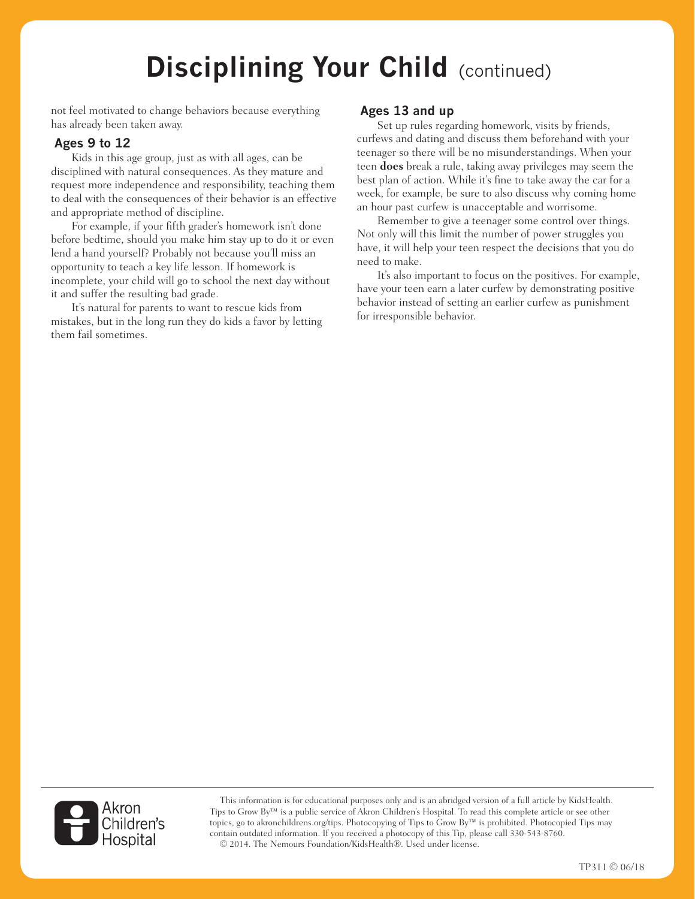# Disciplining Your Child (continued)

not feel motivated to change behaviors because everything has already been taken away.

## Ages 9 to 12

Kids in this age group, just as with all ages, can be disciplined with natural consequences. As they mature and request more independence and responsibility, teaching them to deal with the consequences of their behavior is an effective and appropriate method of discipline.

For example, if your fifth grader's homework isn't done before bedtime, should you make him stay up to do it or even lend a hand yourself? Probably not because you'll miss an opportunity to teach a key life lesson. If homework is incomplete, your child will go to school the next day without it and suffer the resulting bad grade.

It's natural for parents to want to rescue kids from mistakes, but in the long run they do kids a favor by letting them fail sometimes.

## Ages 13 and up

Set up rules regarding homework, visits by friends, curfews and dating and discuss them beforehand with your teenager so there will be no misunderstandings. When your teen **does** break a rule, taking away privileges may seem the best plan of action. While it's fine to take away the car for a week, for example, be sure to also discuss why coming home an hour past curfew is unacceptable and worrisome.

Remember to give a teenager some control over things. Not only will this limit the number of power struggles you have, it will help your teen respect the decisions that you do need to make.

It's also important to focus on the positives. For example, have your teen earn a later curfew by demonstrating positive behavior instead of setting an earlier curfew as punishment for irresponsible behavior.

---

Akron Children's Hospital

This information is for educational purposes only and is an abridged version of a full article by KidsHealth. Tips to Grow By™ is a public service of Akron Children's Hospital. To read this complete article or see other topics, go to akronchildrens.org/tips. Photocopying of Tips to Grow By™ is prohibited. Photocopied Tips may contain outdated information. If you received a photocopy of this Tip, please call 330-543-8760.
© 2014. The Nemours Foundation/KidsHealth®. Used under license.

TP311 © 06/18